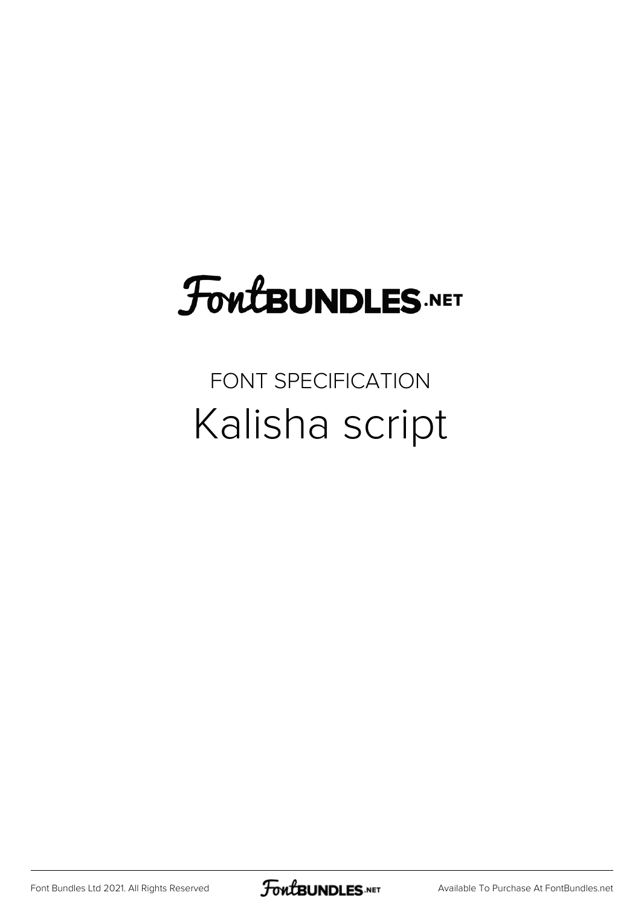# FontBUNDLES.NET

FONT SPECIFICATION

## Kalisha script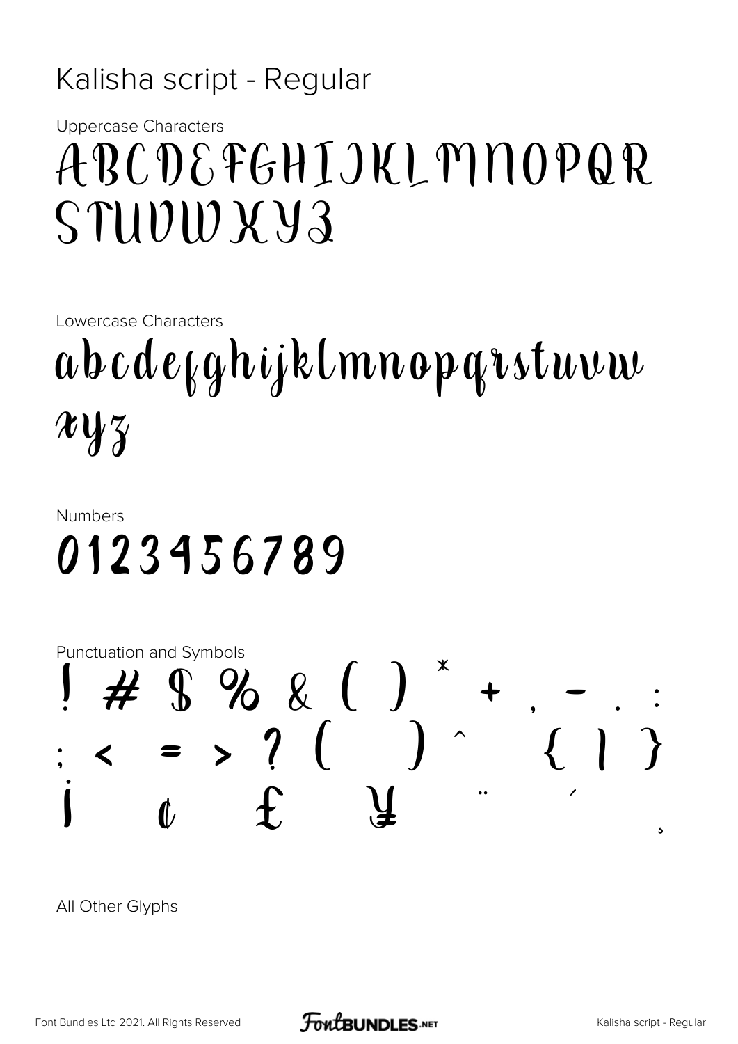Kalisha script - Regular

Uppercase Characters

ABCDEFGHIJKLMNOPQR STUVWXYZ

Lowercase Characters

abcdefghijklmnopqrstuvw xyz

Numbers

0123456789

Punctuation and Symbols

! # $ % & ( ) * + , - . : ; < = > ? [ ] ^ { | } ¡ ¢ £ ¥ ¨ ´ ¸

All Other Glyphs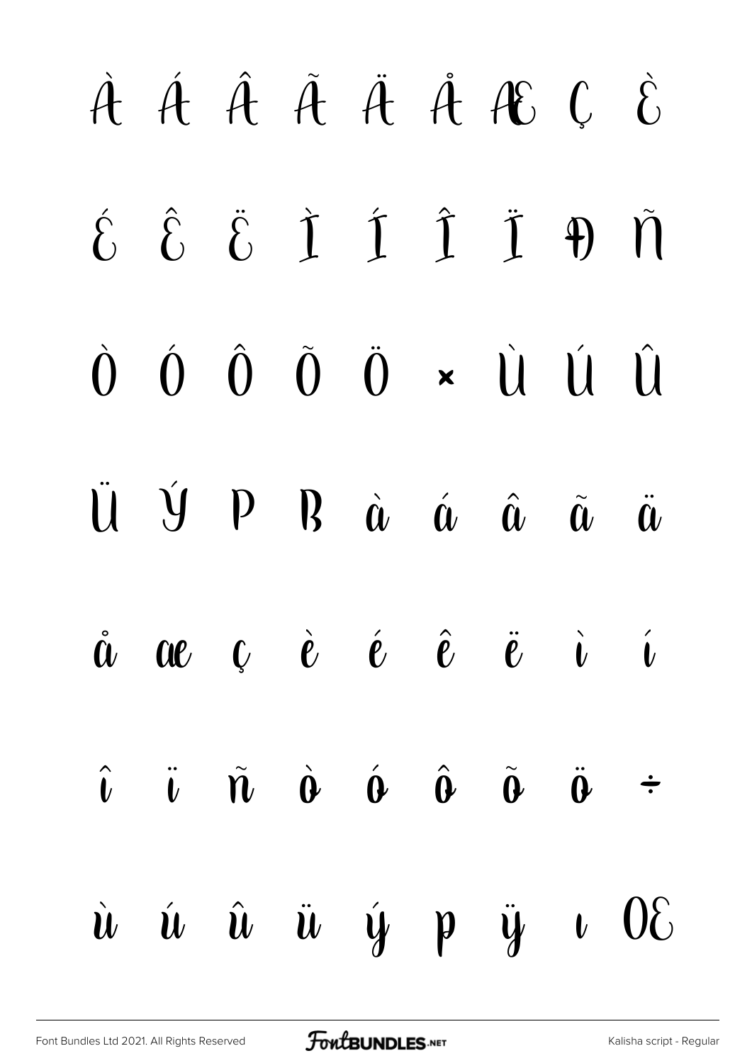À Á Â Ã Ä Å Æ Ç È

É Ê Ë Ì Í Î Ï Ð Ñ

Ò Ó Ô Õ Ö × Ù Ú Û

Ü Ý Þ ß à á â ã ä

å æ ç è é ê ë ì í

î ï ñ ò ó ô õ ö ÷

ù ú û ü ý þ ÿ ı Œ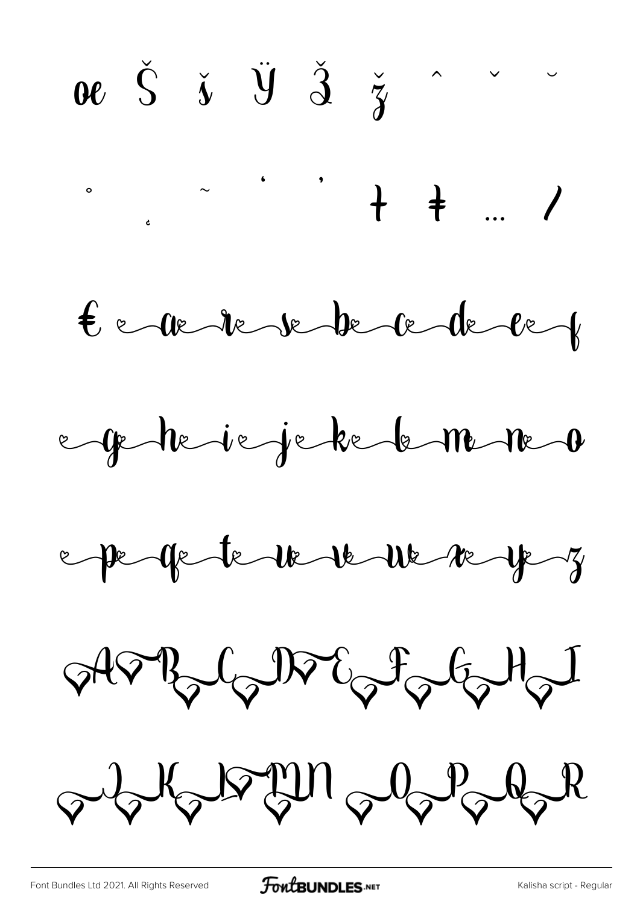œ Š š Ÿ Ž ž ˆ ˇ ˘

˚ ¸ ˜ ' ' † ‡ … ⁄

€ a r s b c d e f

g h i j k l m n o

p q t u v w x y z

A B C D E F G H I

J K L M N O P Q R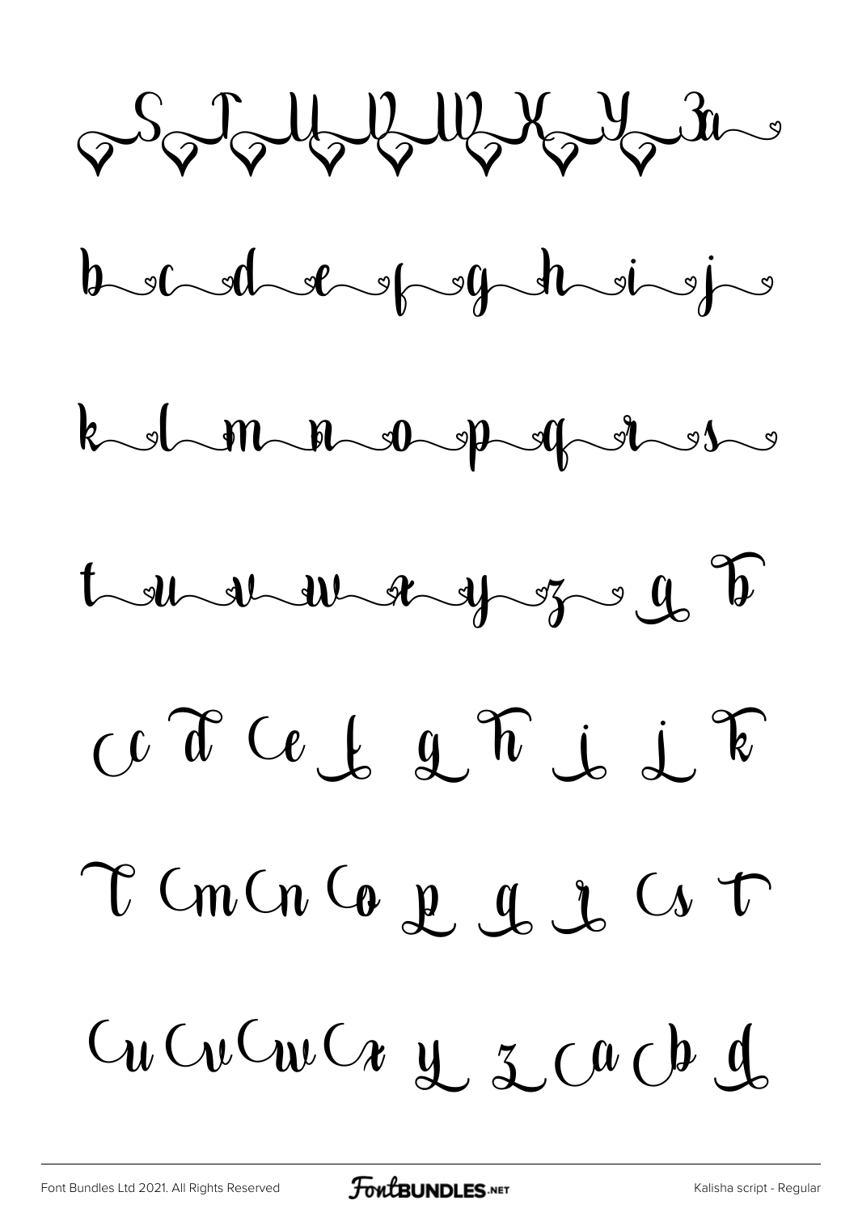S T U V W X Y Za

b c d e f g h i j

k l m n o p q r s

t u v w x y z a b

c d e f g h i j k

l m n o p q r s t

u v w x y z a b d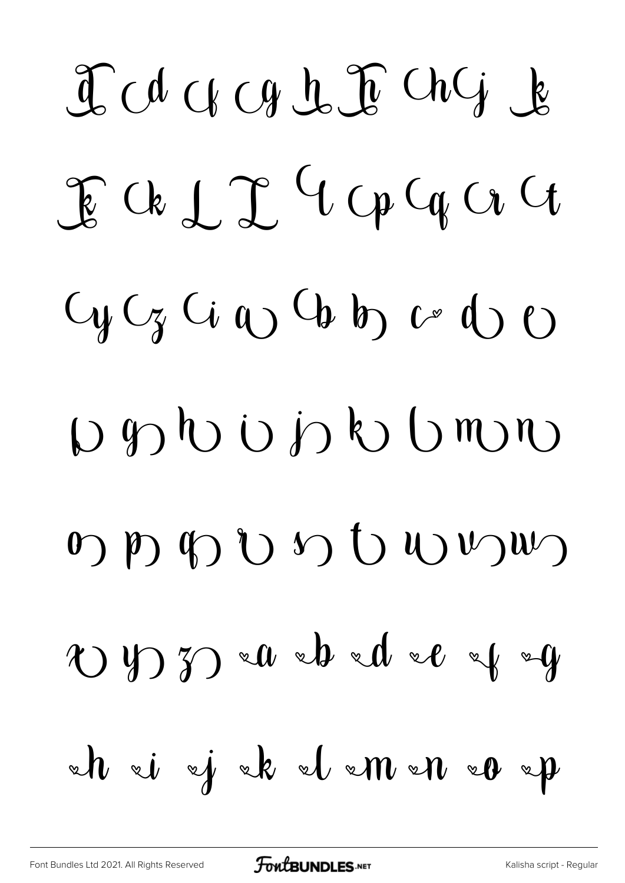ꟈ cd cf cg h ꟈ ch cj k

k ck L ꟈ cl cp cq cr ct

cy cz ci a b b c d e

f g h i j k l m n

o p q r s t u v w

x y z a b d e f g

h i j k l m n o p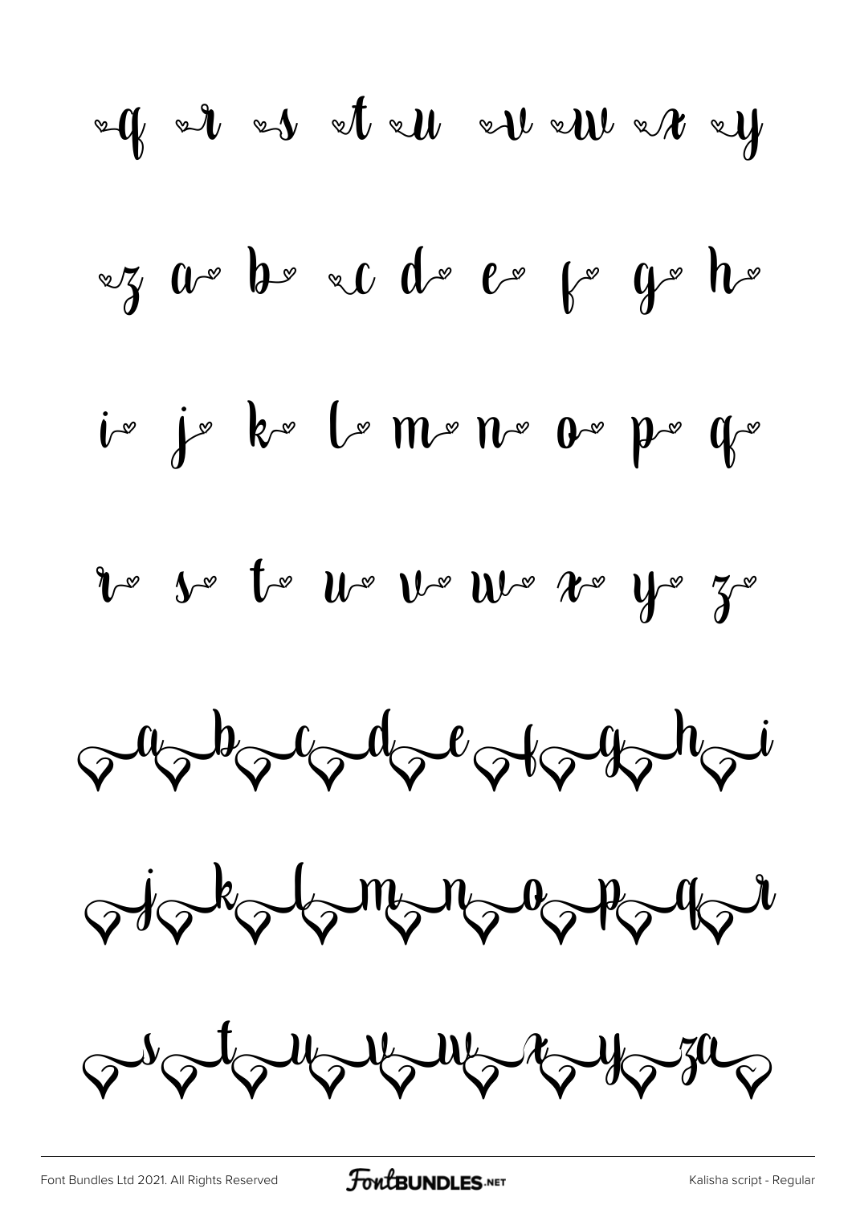q r s t u v w x y

z a b c d e f g h

i j k l m n o p q

r s t u v w x y z

a b c d e f g h i

j k l m n o p q r

s t u v w x y za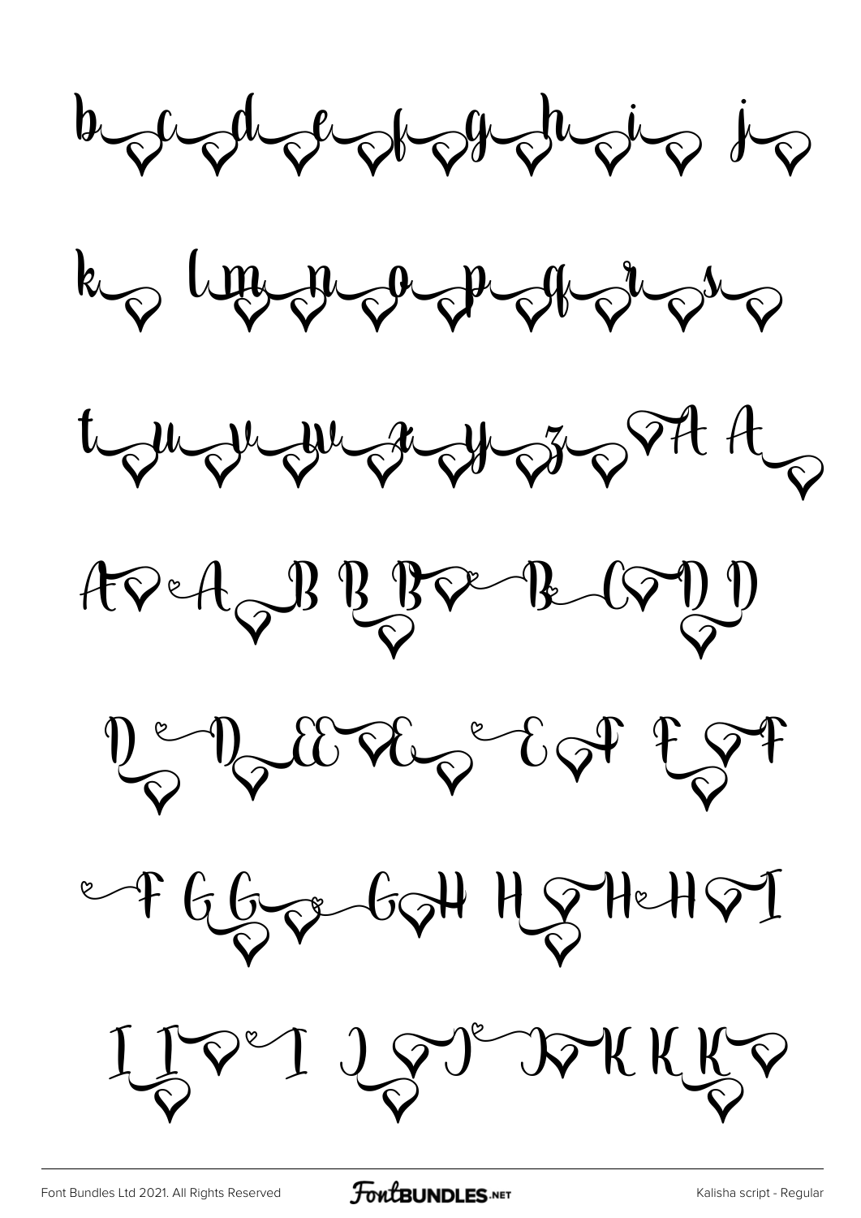b c d e f g h i j

k l m n o p q r s

t u v w x y z A A

A A B B B B C D D

D D E E E F F F

F G G G H H H H I

I I I J J J K K K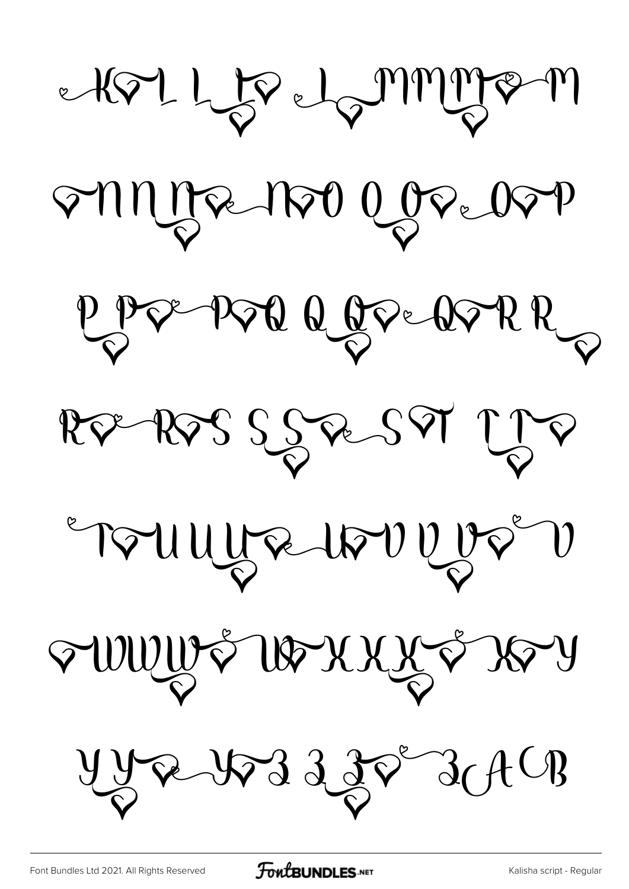K L L L L M M M M M

N N N N N O O O O P

P P P P Q Q Q Q R R

R R S S S S T T T

T U U U U V V V V

W W W W W X X X X Y

Y Y Y Y Z Z Z Z A B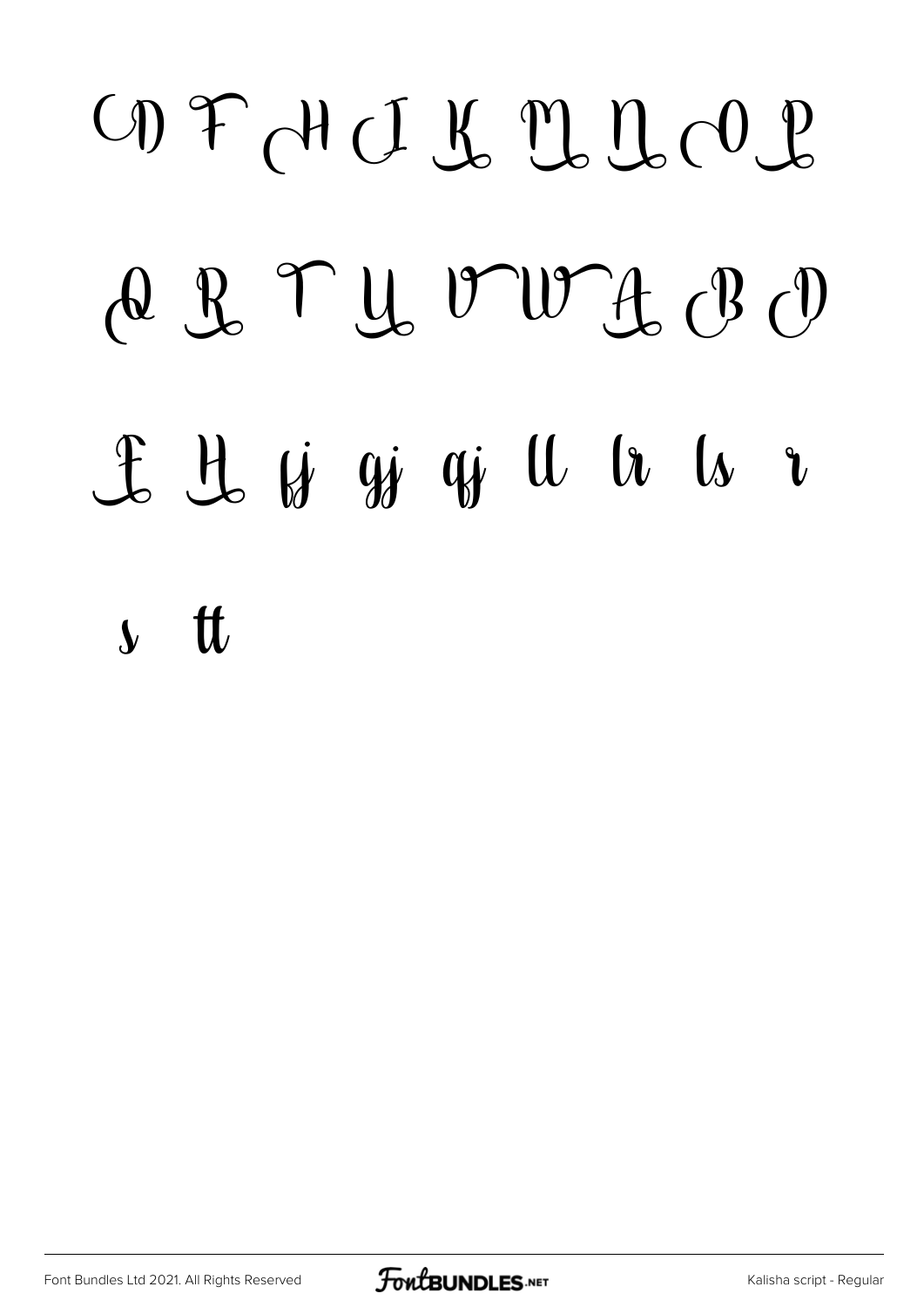C D F H I K M N O P

Q R T U V W A B D

E H fj gj qj ll lr ls r

s tt